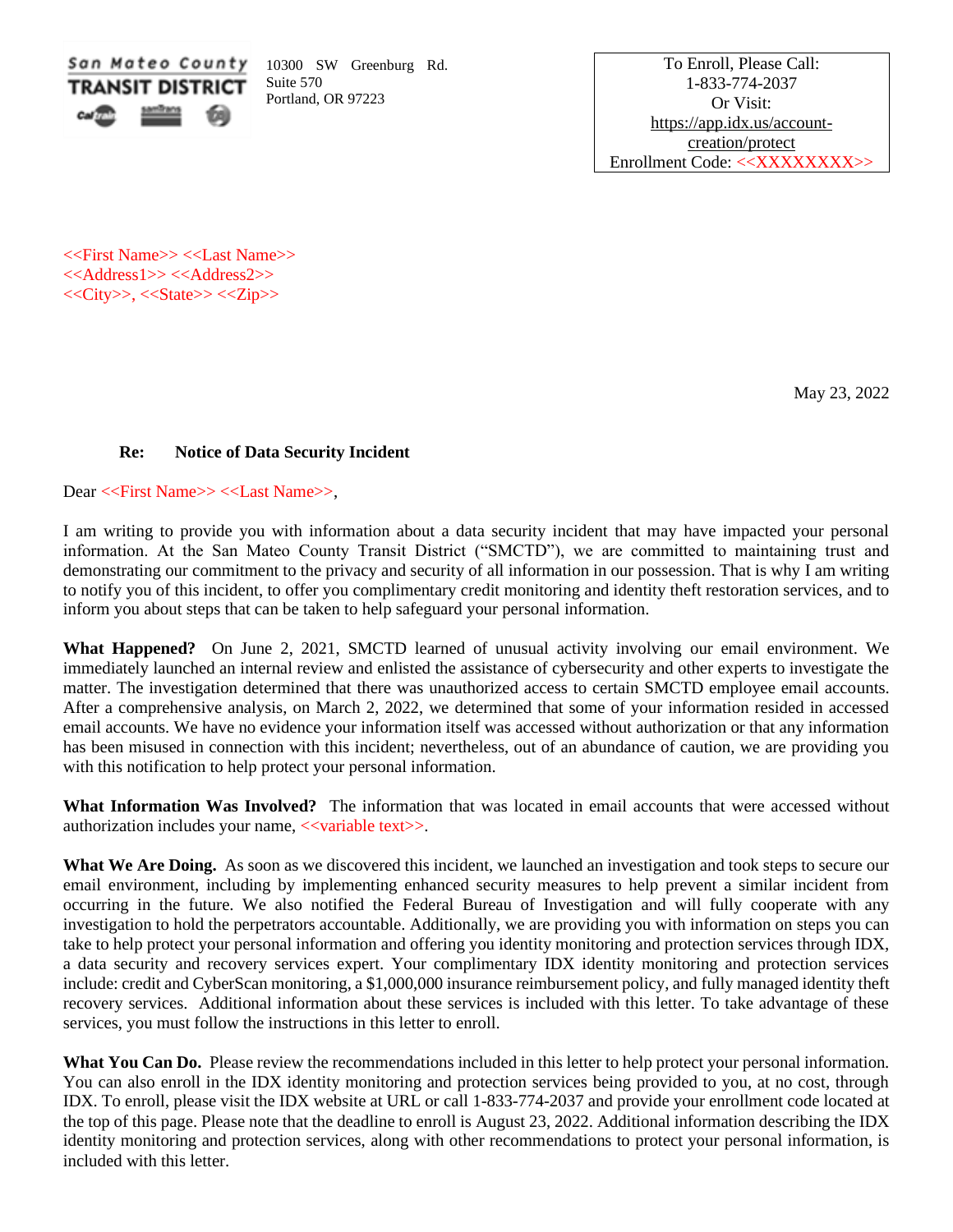San Mateo County TRANSIT DISTRICT

10300 SW Greenburg Rd.
Suite 570
Portland, OR 97223

To Enroll, Please Call:
1-833-774-2037
Or Visit:
https://app.idx.us/account-creation/protect
Enrollment Code: <<XXXXXXXX>>

<<First Name>> <<Last Name>>
<<Address1>> <<Address2>>
<<City>>, <<State>> <<Zip>>

May 23, 2022

**Re: Notice of Data Security Incident**

Dear <<First Name>> <<Last Name>>,

I am writing to provide you with information about a data security incident that may have impacted your personal information. At the San Mateo County Transit District ("SMCTD"), we are committed to maintaining trust and demonstrating our commitment to the privacy and security of all information in our possession. That is why I am writing to notify you of this incident, to offer you complimentary credit monitoring and identity theft restoration services, and to inform you about steps that can be taken to help safeguard your personal information.

**What Happened?** On June 2, 2021, SMCTD learned of unusual activity involving our email environment. We immediately launched an internal review and enlisted the assistance of cybersecurity and other experts to investigate the matter. The investigation determined that there was unauthorized access to certain SMCTD employee email accounts. After a comprehensive analysis, on March 2, 2022, we determined that some of your information resided in accessed email accounts. We have no evidence your information itself was accessed without authorization or that any information has been misused in connection with this incident; nevertheless, out of an abundance of caution, we are providing you with this notification to help protect your personal information.

**What Information Was Involved?** The information that was located in email accounts that were accessed without authorization includes your name, <<variable text>>.

**What We Are Doing.** As soon as we discovered this incident, we launched an investigation and took steps to secure our email environment, including by implementing enhanced security measures to help prevent a similar incident from occurring in the future. We also notified the Federal Bureau of Investigation and will fully cooperate with any investigation to hold the perpetrators accountable. Additionally, we are providing you with information on steps you can take to help protect your personal information and offering you identity monitoring and protection services through IDX, a data security and recovery services expert. Your complimentary IDX identity monitoring and protection services include: credit and CyberScan monitoring, a $1,000,000 insurance reimbursement policy, and fully managed identity theft recovery services. Additional information about these services is included with this letter. To take advantage of these services, you must follow the instructions in this letter to enroll.

**What You Can Do.** Please review the recommendations included in this letter to help protect your personal information. You can also enroll in the IDX identity monitoring and protection services being provided to you, at no cost, through IDX. To enroll, please visit the IDX website at URL or call 1-833-774-2037 and provide your enrollment code located at the top of this page. Please note that the deadline to enroll is August 23, 2022. Additional information describing the IDX identity monitoring and protection services, along with other recommendations to protect your personal information, is included with this letter.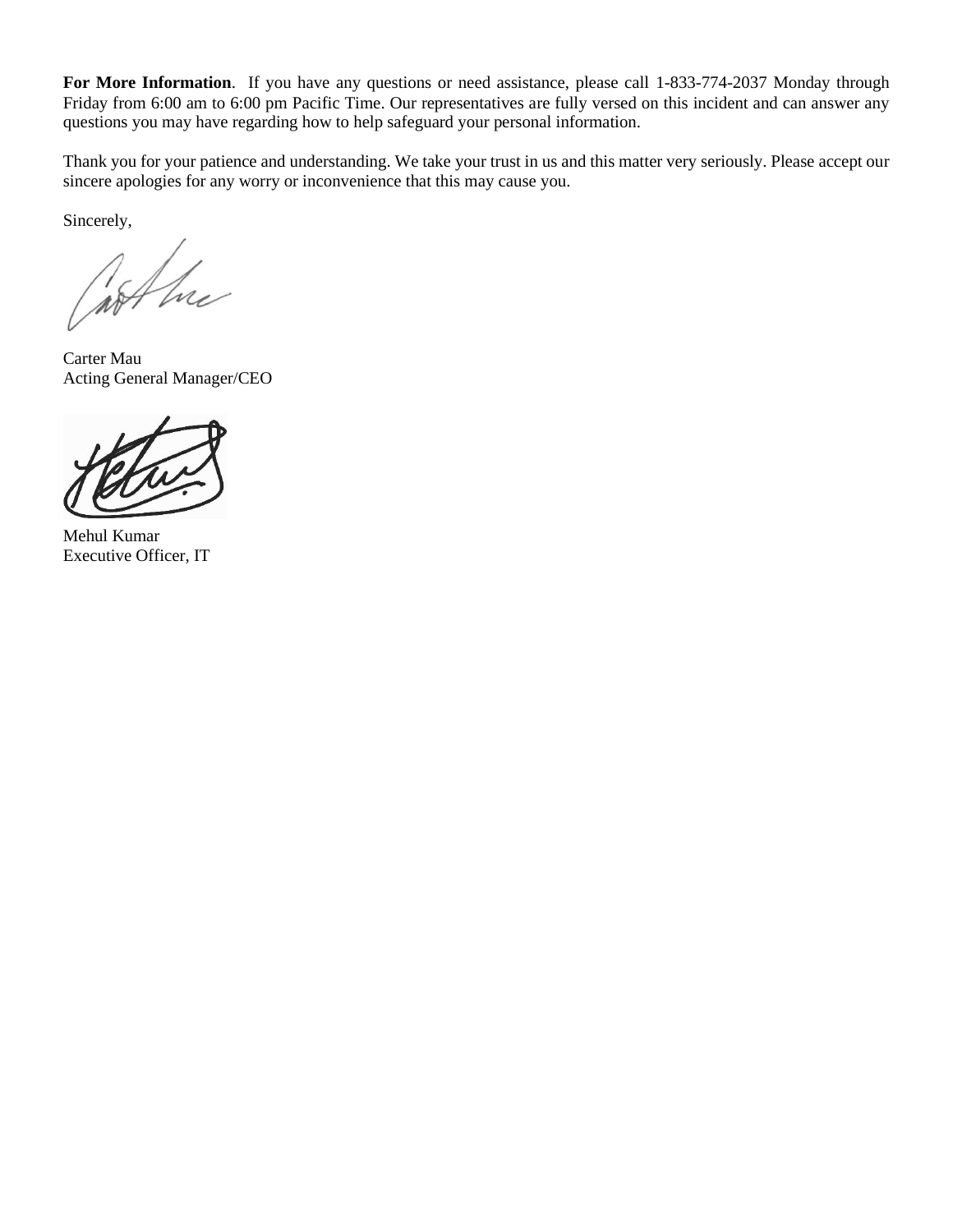**For More Information**. If you have any questions or need assistance, please call 1-833-774-2037 Monday through Friday from 6:00 am to 6:00 pm Pacific Time. Our representatives are fully versed on this incident and can answer any questions you may have regarding how to help safeguard your personal information.

Thank you for your patience and understanding. We take your trust in us and this matter very seriously. Please accept our sincere apologies for any worry or inconvenience that this may cause you.

Sincerely,

Carter Mau
Acting General Manager/CEO

Mehul Kumar
Executive Officer, IT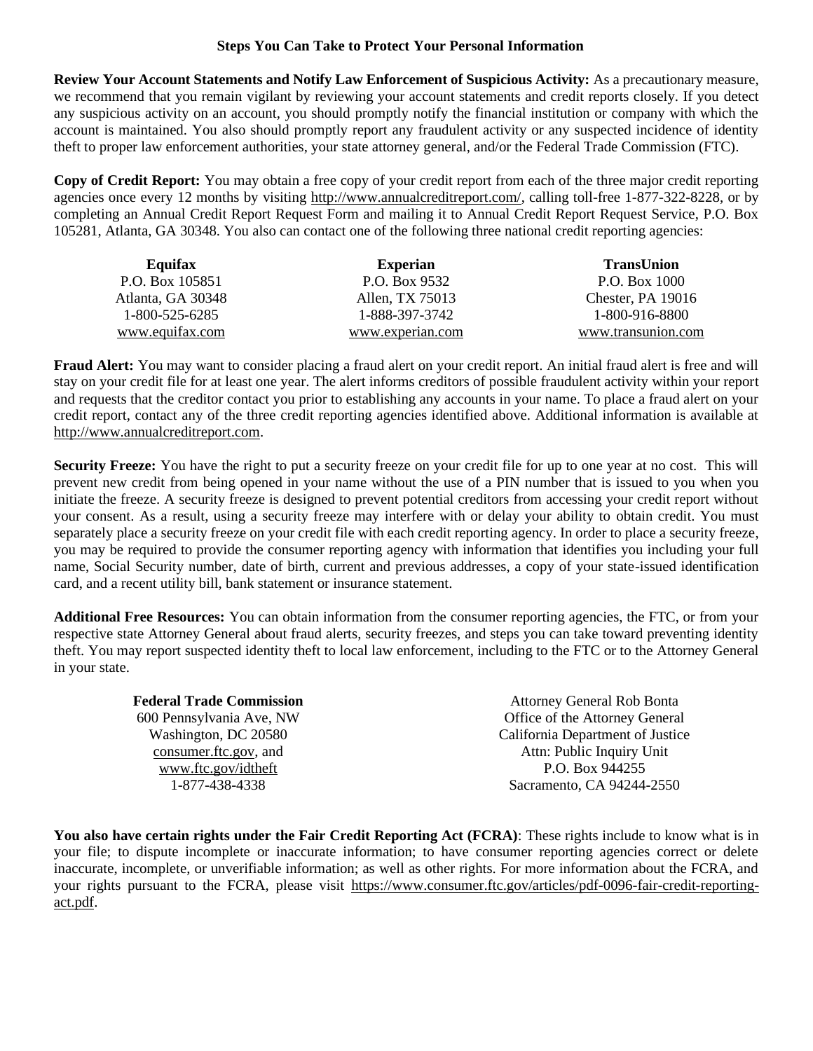## Steps You Can Take to Protect Your Personal Information

**Review Your Account Statements and Notify Law Enforcement of Suspicious Activity:** As a precautionary measure, we recommend that you remain vigilant by reviewing your account statements and credit reports closely. If you detect any suspicious activity on an account, you should promptly notify the financial institution or company with which the account is maintained. You also should promptly report any fraudulent activity or any suspected incidence of identity theft to proper law enforcement authorities, your state attorney general, and/or the Federal Trade Commission (FTC).

**Copy of Credit Report:** You may obtain a free copy of your credit report from each of the three major credit reporting agencies once every 12 months by visiting http://www.annualcreditreport.com/, calling toll-free 1-877-322-8228, or by completing an Annual Credit Report Request Form and mailing it to Annual Credit Report Request Service, P.O. Box 105281, Atlanta, GA 30348. You also can contact one of the following three national credit reporting agencies:

| **Equifax** | **Experian** | **TransUnion** |
|---|---|---|
| P.O. Box 105851 | P.O. Box 9532 | P.O. Box 1000 |
| Atlanta, GA 30348 | Allen, TX 75013 | Chester, PA 19016 |
| 1-800-525-6285 | 1-888-397-3742 | 1-800-916-8800 |
| www.equifax.com | www.experian.com | www.transunion.com |

**Fraud Alert:** You may want to consider placing a fraud alert on your credit report. An initial fraud alert is free and will stay on your credit file for at least one year. The alert informs creditors of possible fraudulent activity within your report and requests that the creditor contact you prior to establishing any accounts in your name. To place a fraud alert on your credit report, contact any of the three credit reporting agencies identified above. Additional information is available at http://www.annualcreditreport.com.

**Security Freeze:** You have the right to put a security freeze on your credit file for up to one year at no cost. This will prevent new credit from being opened in your name without the use of a PIN number that is issued to you when you initiate the freeze. A security freeze is designed to prevent potential creditors from accessing your credit report without your consent. As a result, using a security freeze may interfere with or delay your ability to obtain credit. You must separately place a security freeze on your credit file with each credit reporting agency. In order to place a security freeze, you may be required to provide the consumer reporting agency with information that identifies you including your full name, Social Security number, date of birth, current and previous addresses, a copy of your state-issued identification card, and a recent utility bill, bank statement or insurance statement.

**Additional Free Resources:** You can obtain information from the consumer reporting agencies, the FTC, or from your respective state Attorney General about fraud alerts, security freezes, and steps you can take toward preventing identity theft. You may report suspected identity theft to local law enforcement, including to the FTC or to the Attorney General in your state.

| **Federal Trade Commission** | Attorney General Rob Bonta |
|---|---|
| 600 Pennsylvania Ave, NW | Office of the Attorney General |
| Washington, DC 20580 | California Department of Justice |
| consumer.ftc.gov, and | Attn: Public Inquiry Unit |
| www.ftc.gov/idtheft | P.O. Box 944255 |
| 1-877-438-4338 | Sacramento, CA 94244-2550 |

**You also have certain rights under the Fair Credit Reporting Act (FCRA)**: These rights include to know what is in your file; to dispute incomplete or inaccurate information; to have consumer reporting agencies correct or delete inaccurate, incomplete, or unverifiable information; as well as other rights. For more information about the FCRA, and your rights pursuant to the FCRA, please visit https://www.consumer.ftc.gov/articles/pdf-0096-fair-credit-reporting-act.pdf.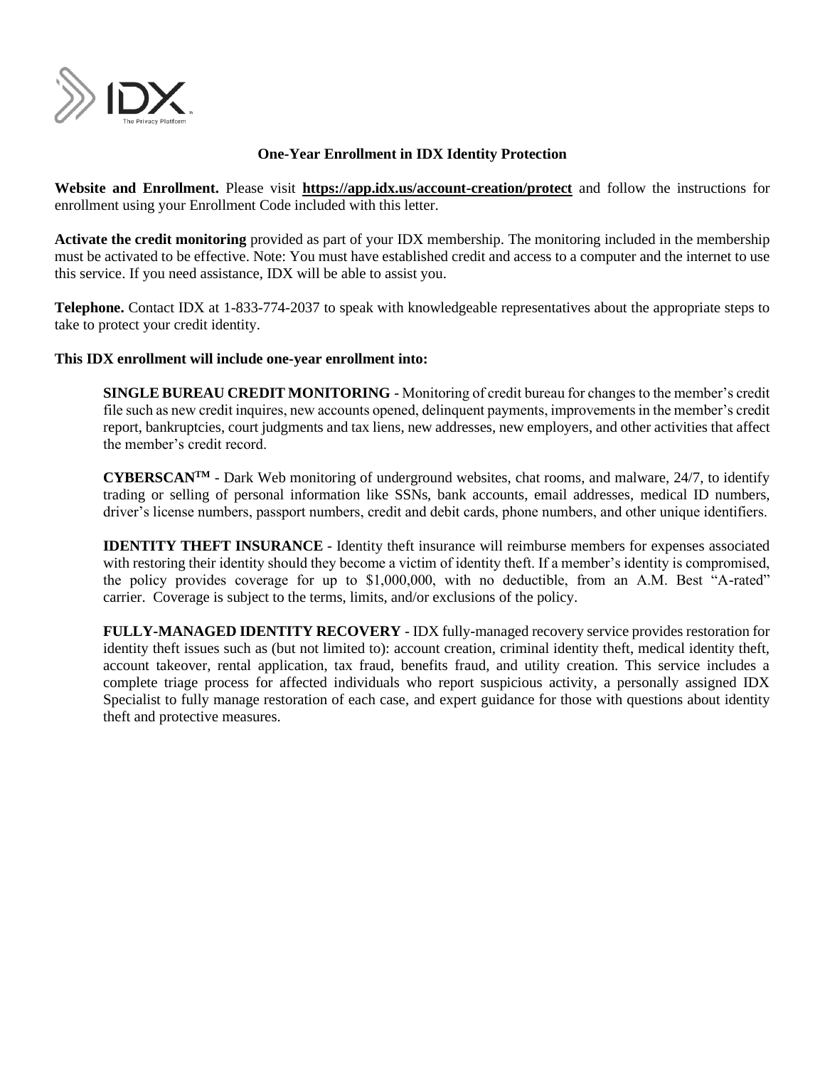IDX The Privacy Platform

**One-Year Enrollment in IDX Identity Protection**

**Website and Enrollment.** Please visit **https://app.idx.us/account-creation/protect** and follow the instructions for enrollment using your Enrollment Code included with this letter.

**Activate the credit monitoring** provided as part of your IDX membership. The monitoring included in the membership must be activated to be effective. Note: You must have established credit and access to a computer and the internet to use this service. If you need assistance, IDX will be able to assist you.

**Telephone.** Contact IDX at 1-833-774-2037 to speak with knowledgeable representatives about the appropriate steps to take to protect your credit identity.

**This IDX enrollment will include one-year enrollment into:**

**SINGLE BUREAU CREDIT MONITORING** - Monitoring of credit bureau for changes to the member's credit file such as new credit inquires, new accounts opened, delinquent payments, improvements in the member's credit report, bankruptcies, court judgments and tax liens, new addresses, new employers, and other activities that affect the member's credit record.

**CYBERSCAN™** - Dark Web monitoring of underground websites, chat rooms, and malware, 24/7, to identify trading or selling of personal information like SSNs, bank accounts, email addresses, medical ID numbers, driver's license numbers, passport numbers, credit and debit cards, phone numbers, and other unique identifiers.

**IDENTITY THEFT INSURANCE** - Identity theft insurance will reimburse members for expenses associated with restoring their identity should they become a victim of identity theft. If a member's identity is compromised, the policy provides coverage for up to $1,000,000, with no deductible, from an A.M. Best "A-rated" carrier. Coverage is subject to the terms, limits, and/or exclusions of the policy.

**FULLY-MANAGED IDENTITY RECOVERY** - IDX fully-managed recovery service provides restoration for identity theft issues such as (but not limited to): account creation, criminal identity theft, medical identity theft, account takeover, rental application, tax fraud, benefits fraud, and utility creation. This service includes a complete triage process for affected individuals who report suspicious activity, a personally assigned IDX Specialist to fully manage restoration of each case, and expert guidance for those with questions about identity theft and protective measures.